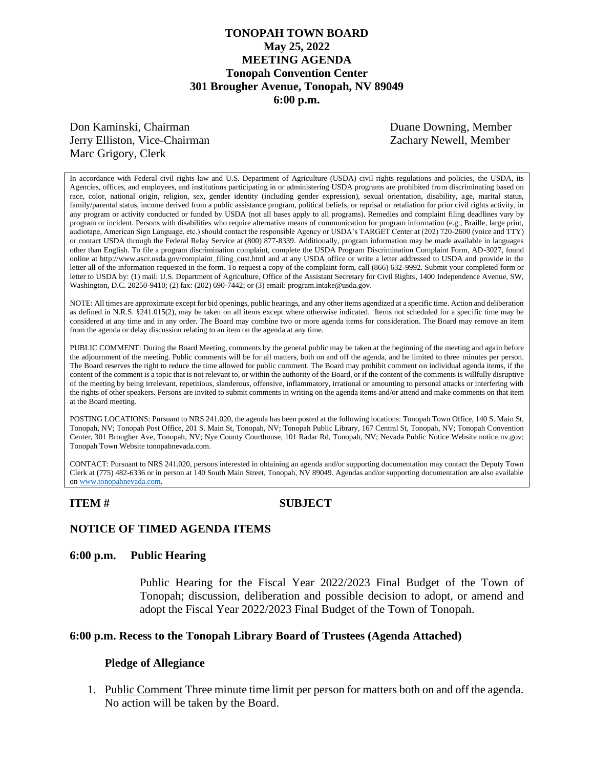# TONOPAH TOWN BOARD
## May 25, 2022
## MEETING AGENDA
## Tonopah Convention Center
## 301 Brougher Avenue, Tonopah, NV 89049
## 6:00 p.m.

Don Kaminski, Chairman
Jerry Elliston, Vice-Chairman
Marc Grigory, Clerk
Duane Downing, Member
Zachary Newell, Member

In accordance with Federal civil rights law and U.S. Department of Agriculture (USDA) civil rights regulations and policies, the USDA, its Agencies, offices, and employees, and institutions participating in or administering USDA programs are prohibited from discriminating based on race, color, national origin, religion, sex, gender identity (including gender expression), sexual orientation, disability, age, marital status, family/parental status, income derived from a public assistance program, political beliefs, or reprisal or retaliation for prior civil rights activity, in any program or activity conducted or funded by USDA (not all bases apply to all programs). Remedies and complaint filing deadlines vary by program or incident. Persons with disabilities who require alternative means of communication for program information (e.g., Braille, large print, audiotape, American Sign Language, etc.) should contact the responsible Agency or USDA's TARGET Center at (202) 720-2600 (voice and TTY) or contact USDA through the Federal Relay Service at (800) 877-8339. Additionally, program information may be made available in languages other than English. To file a program discrimination complaint, complete the USDA Program Discrimination Complaint Form, AD-3027, found online at http://www.ascr.usda.gov/complaint_filing_cust.html and at any USDA office or write a letter addressed to USDA and provide in the letter all of the information requested in the form. To request a copy of the complaint form, call (866) 632-9992. Submit your completed form or letter to USDA by: (1) mail: U.S. Department of Agriculture, Office of the Assistant Secretary for Civil Rights, 1400 Independence Avenue, SW, Washington, D.C. 20250-9410; (2) fax: (202) 690-7442; or (3) email: program.intake@usda.gov.

NOTE: All times are approximate except for bid openings, public hearings, and any other items agendized at a specific time. Action and deliberation as defined in N.R.S. §241.015(2), may be taken on all items except where otherwise indicated. Items not scheduled for a specific time may be considered at any time and in any order. The Board may combine two or more agenda items for consideration. The Board may remove an item from the agenda or delay discussion relating to an item on the agenda at any time.

PUBLIC COMMENT: During the Board Meeting, comments by the general public may be taken at the beginning of the meeting and again before the adjournment of the meeting. Public comments will be for all matters, both on and off the agenda, and be limited to three minutes per person. The Board reserves the right to reduce the time allowed for public comment. The Board may prohibit comment on individual agenda items, if the content of the comment is a topic that is not relevant to, or within the authority of the Board, or if the content of the comments is willfully disruptive of the meeting by being irrelevant, repetitious, slanderous, offensive, inflammatory, irrational or amounting to personal attacks or interfering with the rights of other speakers. Persons are invited to submit comments in writing on the agenda items and/or attend and make comments on that item at the Board meeting.

POSTING LOCATIONS: Pursuant to NRS 241.020, the agenda has been posted at the following locations: Tonopah Town Office, 140 S. Main St, Tonopah, NV; Tonopah Post Office, 201 S. Main St, Tonopah, NV; Tonopah Public Library, 167 Central St, Tonopah, NV; Tonopah Convention Center, 301 Brougher Ave, Tonopah, NV; Nye County Courthouse, 101 Radar Rd, Tonopah, NV; Nevada Public Notice Website notice.nv.gov; Tonopah Town Website tonopahnevada.com.

CONTACT: Pursuant to NRS 241.020, persons interested in obtaining an agenda and/or supporting documentation may contact the Deputy Town Clerk at (775) 482-6336 or in person at 140 South Main Street, Tonopah, NV 89049. Agendas and/or supporting documentation are also available on www.tonopahnevada.com.

**ITEM #** **SUBJECT**

### NOTICE OF TIMED AGENDA ITEMS

### 6:00 p.m. Public Hearing

Public Hearing for the Fiscal Year 2022/2023 Final Budget of the Town of Tonopah; discussion, deliberation and possible decision to adopt, or amend and adopt the Fiscal Year 2022/2023 Final Budget of the Town of Tonopah.

### 6:00 p.m. Recess to the Tonopah Library Board of Trustees (Agenda Attached)

**Pledge of Allegiance**

1. Public Comment Three minute time limit per person for matters both on and off the agenda. No action will be taken by the Board.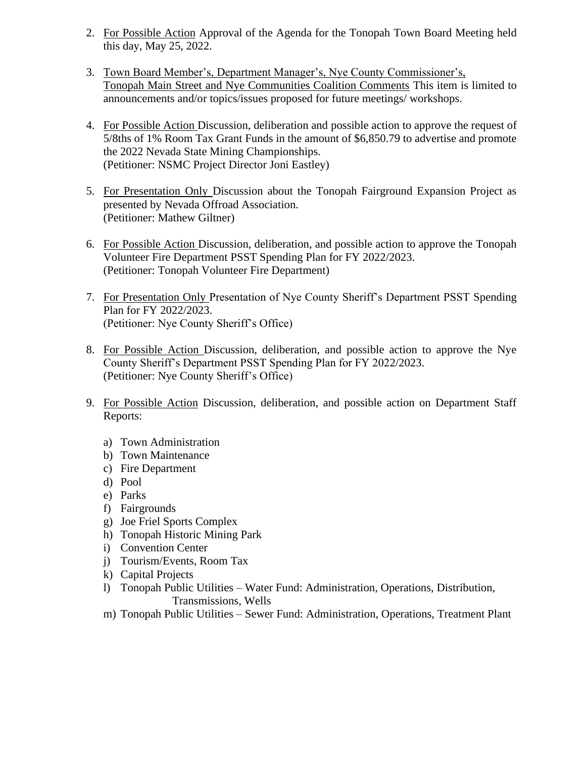2. For Possible Action Approval of the Agenda for the Tonopah Town Board Meeting held this day, May 25, 2022.

3. Town Board Member's, Department Manager's, Nye County Commissioner's, Tonopah Main Street and Nye Communities Coalition Comments This item is limited to announcements and/or topics/issues proposed for future meetings/ workshops.

4. For Possible Action Discussion, deliberation and possible action to approve the request of 5/8ths of 1% Room Tax Grant Funds in the amount of $6,850.79 to advertise and promote the 2022 Nevada State Mining Championships.
(Petitioner: NSMC Project Director Joni Eastley)

5. For Presentation Only Discussion about the Tonopah Fairground Expansion Project as presented by Nevada Offroad Association.
(Petitioner: Mathew Giltner)

6. For Possible Action Discussion, deliberation, and possible action to approve the Tonopah Volunteer Fire Department PSST Spending Plan for FY 2022/2023.
(Petitioner: Tonopah Volunteer Fire Department)

7. For Presentation Only Presentation of Nye County Sheriff's Department PSST Spending Plan for FY 2022/2023.
(Petitioner: Nye County Sheriff's Office)

8. For Possible Action Discussion, deliberation, and possible action to approve the Nye County Sheriff's Department PSST Spending Plan for FY 2022/2023.
(Petitioner: Nye County Sheriff's Office)

9. For Possible Action Discussion, deliberation, and possible action on Department Staff Reports:

   a) Town Administration
   b) Town Maintenance
   c) Fire Department
   d) Pool
   e) Parks
   f) Fairgrounds
   g) Joe Friel Sports Complex
   h) Tonopah Historic Mining Park
   i) Convention Center
   j) Tourism/Events, Room Tax
   k) Capital Projects
   l) Tonopah Public Utilities – Water Fund: Administration, Operations, Distribution, Transmissions, Wells
   m) Tonopah Public Utilities – Sewer Fund: Administration, Operations, Treatment Plant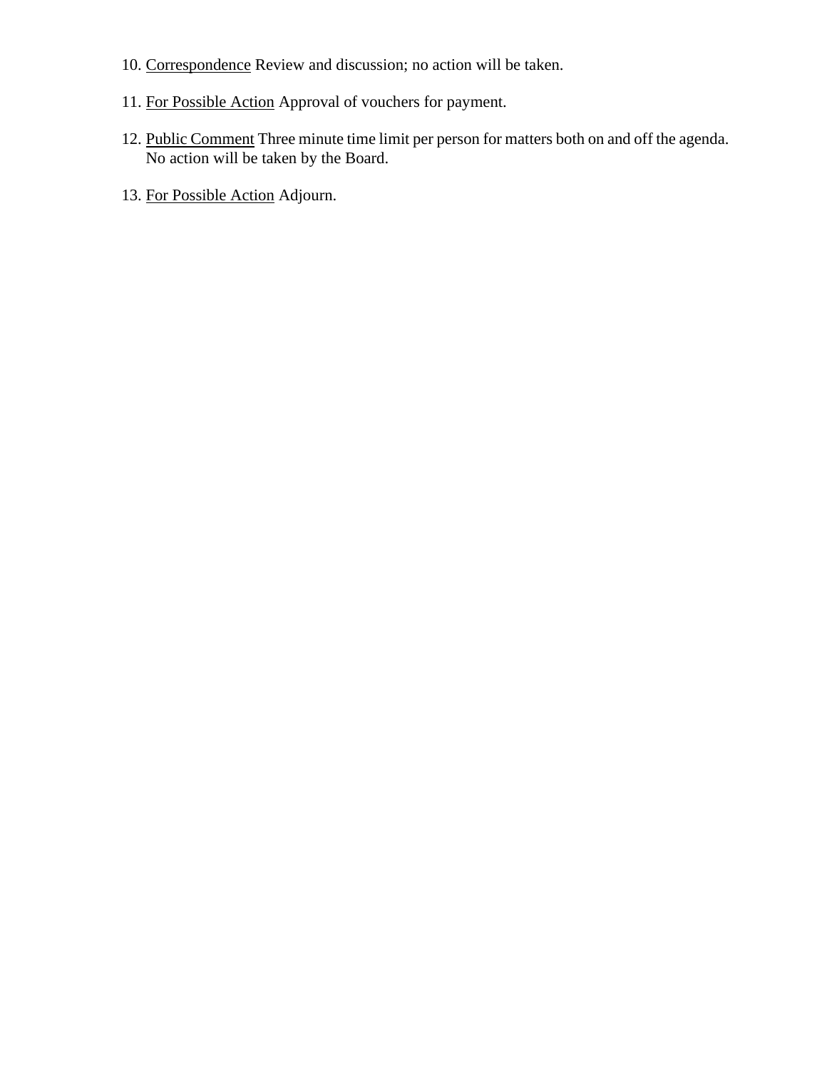10. <u>Correspondence</u> Review and discussion; no action will be taken.

11. <u>For Possible Action</u> Approval of vouchers for payment.

12. <u>Public Comment</u> Three minute time limit per person for matters both on and off the agenda. No action will be taken by the Board.

13. <u>For Possible Action</u> Adjourn.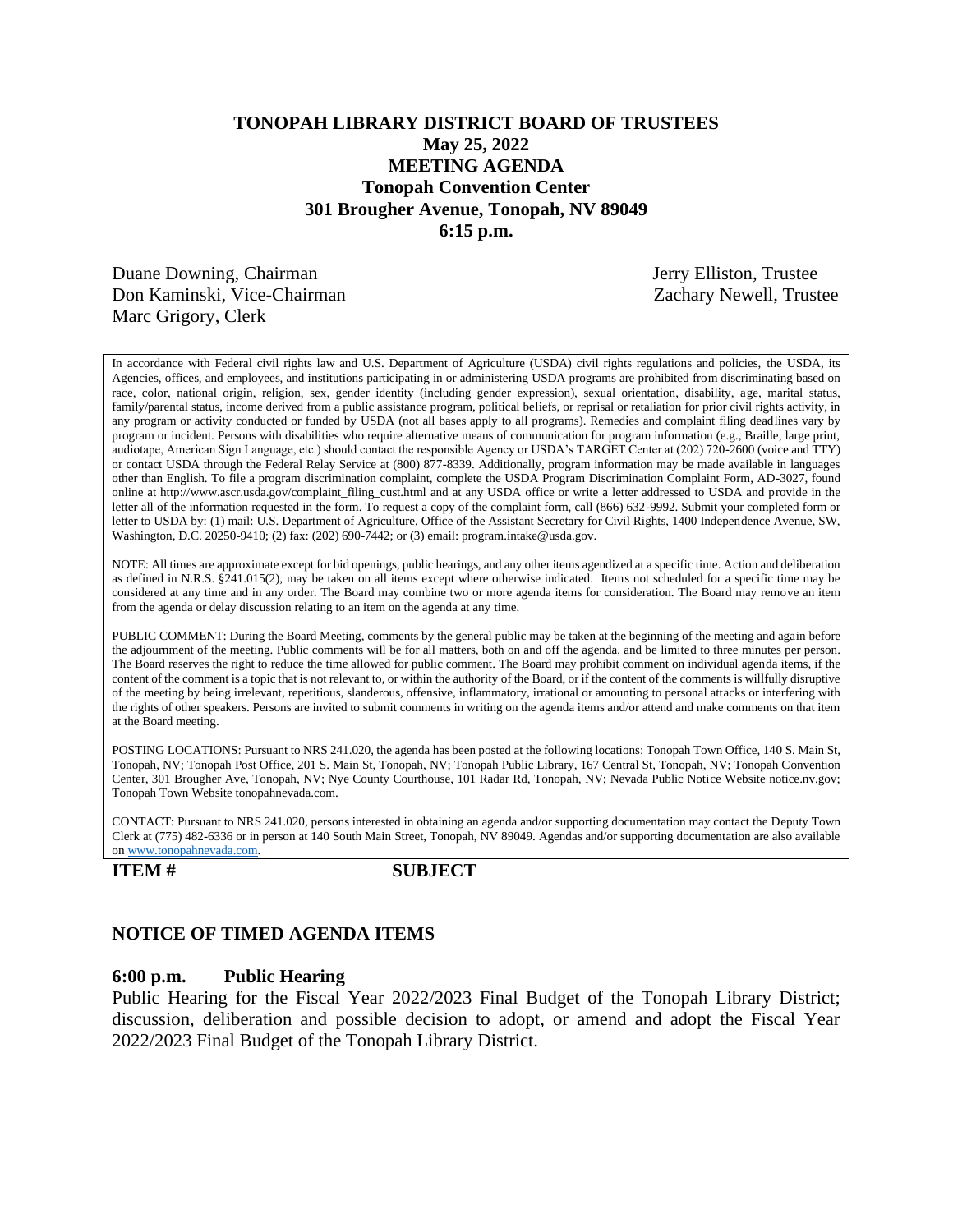**TONOPAH LIBRARY DISTRICT BOARD OF TRUSTEES**
**May 25, 2022**
**MEETING AGENDA**
**Tonopah Convention Center**
**301 Brougher Avenue, Tonopah, NV 89049**
**6:15 p.m.**

Duane Downing, Chairman
Don Kaminski, Vice-Chairman
Marc Grigory, Clerk
Jerry Elliston, Trustee
Zachary Newell, Trustee

In accordance with Federal civil rights law and U.S. Department of Agriculture (USDA) civil rights regulations and policies, the USDA, its Agencies, offices, and employees, and institutions participating in or administering USDA programs are prohibited from discriminating based on race, color, national origin, religion, sex, gender identity (including gender expression), sexual orientation, disability, age, marital status, family/parental status, income derived from a public assistance program, political beliefs, or reprisal or retaliation for prior civil rights activity, in any program or activity conducted or funded by USDA (not all bases apply to all programs). Remedies and complaint filing deadlines vary by program or incident. Persons with disabilities who require alternative means of communication for program information (e.g., Braille, large print, audiotape, American Sign Language, etc.) should contact the responsible Agency or USDA's TARGET Center at (202) 720-2600 (voice and TTY) or contact USDA through the Federal Relay Service at (800) 877-8339. Additionally, program information may be made available in languages other than English. To file a program discrimination complaint, complete the USDA Program Discrimination Complaint Form, AD-3027, found online at http://www.ascr.usda.gov/complaint_filing_cust.html and at any USDA office or write a letter addressed to USDA and provide in the letter all of the information requested in the form. To request a copy of the complaint form, call (866) 632-9992. Submit your completed form or letter to USDA by: (1) mail: U.S. Department of Agriculture, Office of the Assistant Secretary for Civil Rights, 1400 Independence Avenue, SW, Washington, D.C. 20250-9410; (2) fax: (202) 690-7442; or (3) email: program.intake@usda.gov.

NOTE: All times are approximate except for bid openings, public hearings, and any other items agendized at a specific time. Action and deliberation as defined in N.R.S. §241.015(2), may be taken on all items except where otherwise indicated. Items not scheduled for a specific time may be considered at any time and in any order. The Board may combine two or more agenda items for consideration. The Board may remove an item from the agenda or delay discussion relating to an item on the agenda at any time.

PUBLIC COMMENT: During the Board Meeting, comments by the general public may be taken at the beginning of the meeting and again before the adjournment of the meeting. Public comments will be for all matters, both on and off the agenda, and be limited to three minutes per person. The Board reserves the right to reduce the time allowed for public comment. The Board may prohibit comment on individual agenda items, if the content of the comment is a topic that is not relevant to, or within the authority of the Board, or if the content of the comments is willfully disruptive of the meeting by being irrelevant, repetitious, slanderous, offensive, inflammatory, irrational or amounting to personal attacks or interfering with the rights of other speakers. Persons are invited to submit comments in writing on the agenda items and/or attend and make comments on that item at the Board meeting.

POSTING LOCATIONS: Pursuant to NRS 241.020, the agenda has been posted at the following locations: Tonopah Town Office, 140 S. Main St, Tonopah, NV; Tonopah Post Office, 201 S. Main St, Tonopah, NV; Tonopah Public Library, 167 Central St, Tonopah, NV; Tonopah Convention Center, 301 Brougher Ave, Tonopah, NV; Nye County Courthouse, 101 Radar Rd, Tonopah, NV; Nevada Public Notice Website notice.nv.gov; Tonopah Town Website tonopahnevada.com.

CONTACT: Pursuant to NRS 241.020, persons interested in obtaining an agenda and/or supporting documentation may contact the Deputy Town Clerk at (775) 482-6336 or in person at 140 South Main Street, Tonopah, NV 89049. Agendas and/or supporting documentation are also available on www.tonopahnevada.com.

**ITEM #** **SUBJECT**

## NOTICE OF TIMED AGENDA ITEMS

### 6:00 p.m. Public Hearing

Public Hearing for the Fiscal Year 2022/2023 Final Budget of the Tonopah Library District; discussion, deliberation and possible decision to adopt, or amend and adopt the Fiscal Year 2022/2023 Final Budget of the Tonopah Library District.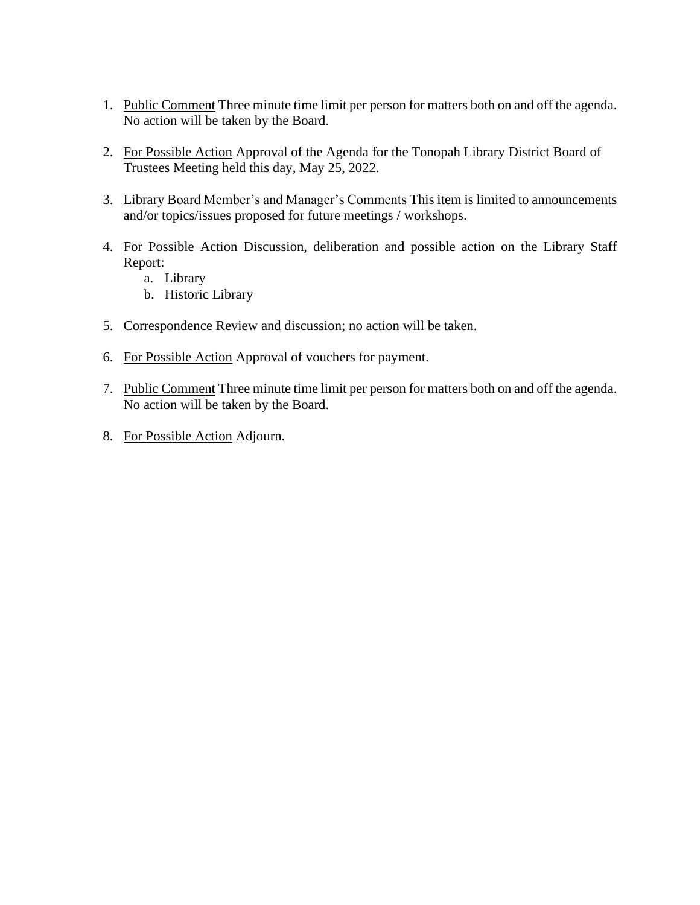1. Public Comment Three minute time limit per person for matters both on and off the agenda. No action will be taken by the Board.

2. For Possible Action Approval of the Agenda for the Tonopah Library District Board of Trustees Meeting held this day, May 25, 2022.

3. Library Board Member's and Manager's Comments This item is limited to announcements and/or topics/issues proposed for future meetings / workshops.

4. For Possible Action Discussion, deliberation and possible action on the Library Staff Report:
   a. Library
   b. Historic Library

5. Correspondence Review and discussion; no action will be taken.

6. For Possible Action Approval of vouchers for payment.

7. Public Comment Three minute time limit per person for matters both on and off the agenda. No action will be taken by the Board.

8. For Possible Action Adjourn.